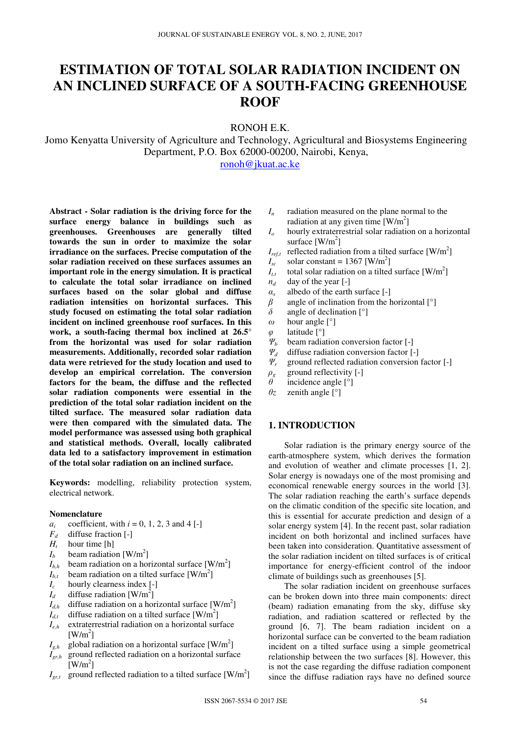# ESTIMATION OF TOTAL SOLAR RADIATION INCIDENT ON AN INCLINED SURFACE OF A SOUTH-FACING GREENHOUSE ROOF

RONOH E.K.

Jomo Kenyatta University of Agriculture and Technology, Agricultural and Biosystems Engineering Department, P.O. Box 62000-00200, Nairobi, Kenya,

ronoh@jkuat.ac.ke

**Abstract - Solar radiation is the driving force for the surface energy balance in buildings such as greenhouses. Greenhouses are generally tilted towards the sun in order to maximize the solar irradiance on the surfaces. Precise computation of the solar radiation received on these surfaces assumes an important role in the energy simulation. It is practical to calculate the total solar irradiance on inclined surfaces based on the solar global and diffuse radiation intensities on horizontal surfaces. This study focused on estimating the total solar radiation incident on inclined greenhouse roof surfaces. In this work, a south-facing thermal box inclined at 26.5° from the horizontal was used for solar radiation measurements. Additionally, recorded solar radiation data were retrieved for the study location and used to develop an empirical correlation. The conversion factors for the beam, the diffuse and the reflected solar radiation components were essential in the prediction of the total solar radiation incident on the tilted surface. The measured solar radiation data were then compared with the simulated data. The model performance was assessed using both graphical and statistical methods. Overall, locally calibrated data led to a satisfactory improvement in estimation of the total solar radiation on an inclined surface.**

**Keywords:** modelling, reliability protection system, electrical network.

**Nomenclature**

- $a_i$ coefficient, with $i$ = 0, 1, 2, 3 and 4 [-]
- $F_d$ diffuse fraction [-]
- $H_t$ hour time [h]
- $I_b$ beam radiation [W/m$^2$]
- $I_{b,h}$ beam radiation on a horizontal surface [W/m$^2$]
- $I_{b,t}$ beam radiation on a tilted surface [W/m$^2$]
- $I_c$ hourly clearness index [-]
- $I_d$ diffuse radiation [W/m$^2$]
- $I_{d,h}$ diffuse radiation on a horizontal surface [W/m$^2$]
- $I_{d,t}$ diffuse radiation on a tilted surface [W/m$^2$]
- $I_{e,h}$ extraterrestrial radiation on a horizontal surface [W/m$^2$]
- $I_{g,h}$ global radiation on a horizontal surface [W/m$^2$]
- $I_{gr,h}$ ground reflected radiation on a horizontal surface [W/m$^2$]
- $I_{gr,t}$ ground reflected radiation to a tilted surface [W/m$^2$]
- $I_n$ radiation measured on the plane normal to the radiation at any given time [W/m$^2$]
- $I_o$ hourly extraterrestrial solar radiation on a horizontal surface [W/m$^2$]
- $I_{ref,t}$ reflected radiation from a tilted surface [W/m$^2$]
- $I_{sc}$ solar constant = 1367 [W/m$^2$]
- $I_{t,t}$ total solar radiation on a tilted surface [W/m$^2$]
- $n_d$ day of the year [-]
- $\alpha_s$ albedo of the earth surface [-]
- $\beta$ angle of inclination from the horizontal [°]
- $\delta$ angle of declination [°]
- $\omega$ hour angle [°]
- $\varphi$ latitude [°]
- $\Psi_b$ beam radiation conversion factor [-]
- $\Psi_d$ diffuse radiation conversion factor [-]
- $\Psi_r$ ground reflected radiation conversion factor [-]
- $\rho_g$ ground reflectivity [-]
- $\theta$ incidence angle [°]
- $\theta z$ zenith angle [°]

## 1. INTRODUCTION

Solar radiation is the primary energy source of the earth-atmosphere system, which derives the formation and evolution of weather and climate processes [1, 2]. Solar energy is nowadays one of the most promising and economical renewable energy sources in the world [3]. The solar radiation reaching the earth's surface depends on the climatic condition of the specific site location, and this is essential for accurate prediction and design of a solar energy system [4]. In the recent past, solar radiation incident on both horizontal and inclined surfaces have been taken into consideration. Quantitative assessment of the solar radiation incident on tilted surfaces is of critical importance for energy-efficient control of the indoor climate of buildings such as greenhouses [5].

The solar radiation incident on greenhouse surfaces can be broken down into three main components: direct (beam) radiation emanating from the sky, diffuse sky radiation, and radiation scattered or reflected by the ground [6, 7]. The beam radiation incident on a horizontal surface can be converted to the beam radiation incident on a tilted surface using a simple geometrical relationship between the two surfaces [8]. However, this is not the case regarding the diffuse radiation component since the diffuse radiation rays have no defined source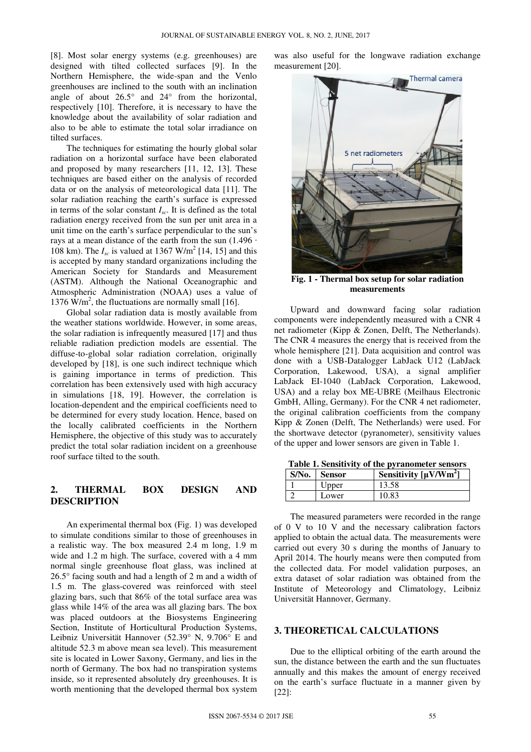[8]. Most solar energy systems (e.g. greenhouses) are designed with tilted collected surfaces [9]. In the Northern Hemisphere, the wide-span and the Venlo greenhouses are inclined to the south with an inclination angle of about 26.5° and 24° from the horizontal, respectively [10]. Therefore, it is necessary to have the knowledge about the availability of solar radiation and also to be able to estimate the total solar irradiance on tilted surfaces.

The techniques for estimating the hourly global solar radiation on a horizontal surface have been elaborated and proposed by many researchers [11, 12, 13]. These techniques are based either on the analysis of recorded data or on the analysis of meteorological data [11]. The solar radiation reaching the earth's surface is expressed in terms of the solar constant $I_{sc}$. It is defined as the total radiation energy received from the sun per unit area in a unit time on the earth's surface perpendicular to the sun's rays at a mean distance of the earth from the sun (1.496 · 108 km). The $I_{sc}$ is valued at 1367 W/m$^2$ [14, 15] and this is accepted by many standard organizations including the American Society for Standards and Measurement (ASTM). Although the National Oceanographic and Atmospheric Administration (NOAA) uses a value of 1376 W/m$^2$, the fluctuations are normally small [16].

Global solar radiation data is mostly available from the weather stations worldwide. However, in some areas, the solar radiation is infrequently measured [17] and thus reliable radiation prediction models are essential. The diffuse-to-global solar radiation correlation, originally developed by [18], is one such indirect technique which is gaining importance in terms of prediction. This correlation has been extensively used with high accuracy in simulations [18, 19]. However, the correlation is location-dependent and the empirical coefficients need to be determined for every study location. Hence, based on the locally calibrated coefficients in the Northern Hemisphere, the objective of this study was to accurately predict the total solar radiation incident on a greenhouse roof surface tilted to the south.

## 2. THERMAL BOX DESIGN AND DESCRIPTION

An experimental thermal box (Fig. 1) was developed to simulate conditions similar to those of greenhouses in a realistic way. The box measured 2.4 m long, 1.9 m wide and 1.2 m high. The surface, covered with a 4 mm normal single greenhouse float glass, was inclined at 26.5° facing south and had a length of 2 m and a width of 1.5 m. The glass-covered was reinforced with steel glazing bars, such that 86% of the total surface area was glass while 14% of the area was all glazing bars. The box was placed outdoors at the Biosystems Engineering Section, Institute of Horticultural Production Systems, Leibniz Universität Hannover (52.39° N, 9.706° E and altitude 52.3 m above mean sea level). This measurement site is located in Lower Saxony, Germany, and lies in the north of Germany. The box had no transpiration systems inside, so it represented absolutely dry greenhouses. It is worth mentioning that the developed thermal box system was also useful for the longwave radiation exchange measurement [20].

**Fig. 1 - Thermal box setup for solar radiation measurements**

Upward and downward facing solar radiation components were independently measured with a CNR 4 net radiometer (Kipp & Zonen, Delft, The Netherlands). The CNR 4 measures the energy that is received from the whole hemisphere [21]. Data acquisition and control was done with a USB-Datalogger LabJack U12 (LabJack Corporation, Lakewood, USA), a signal amplifier LabJack EI-1040 (LabJack Corporation, Lakewood, USA) and a relay box ME-UBRE (Meilhaus Electronic GmbH, Alling, Germany). For the CNR 4 net radiometer, the original calibration coefficients from the company Kipp & Zonen (Delft, The Netherlands) were used. For the shortwave detector (pyranometer), sensitivity values of the upper and lower sensors are given in Table 1.

**Table 1. Sensitivity of the pyranometer sensors**

| S/No. | Sensor | Sensitivity [μV/Wm$^2$] |
|---|---|---|
| 1 | Upper | 13.58 |
| 2 | Lower | 10.83 |

The measured parameters were recorded in the range of 0 V to 10 V and the necessary calibration factors applied to obtain the actual data. The measurements were carried out every 30 s during the months of January to April 2014. The hourly means were then computed from the collected data. For model validation purposes, an extra dataset of solar radiation was obtained from the Institute of Meteorology and Climatology, Leibniz Universität Hannover, Germany.

## 3. THEORETICAL CALCULATIONS

Due to the elliptical orbiting of the earth around the sun, the distance between the earth and the sun fluctuates annually and this makes the amount of energy received on the earth's surface fluctuate in a manner given by [22]: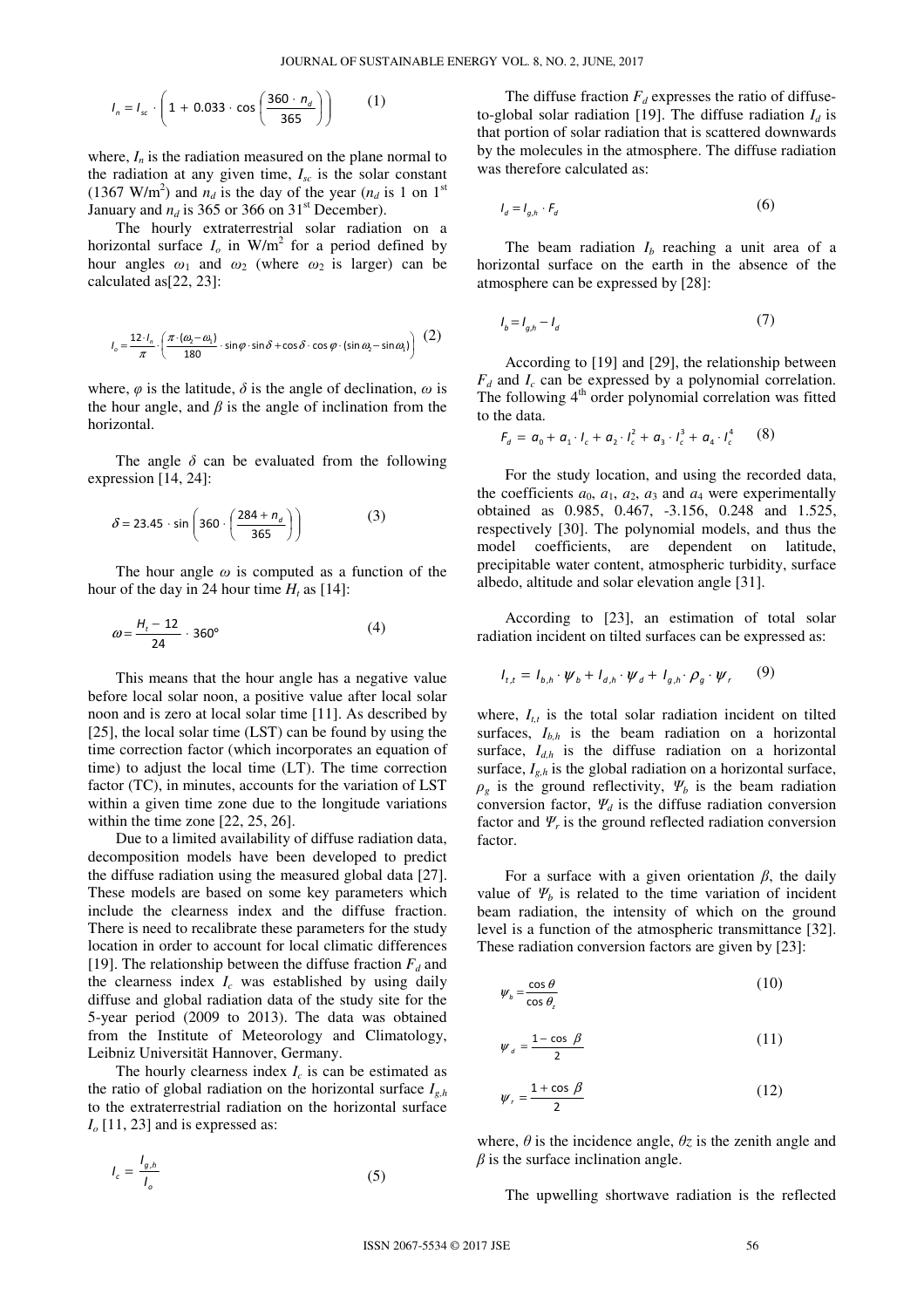$$I_n = I_{sc} \cdot \left(1 + 0.033 \cdot \cos\left(\frac{360 \cdot n_d}{365}\right)\right) \tag{1}$$

where, $I_n$ is the radiation measured on the plane normal to the radiation at any given time, $I_{sc}$ is the solar constant (1367 W/m$^2$) and $n_d$ is the day of the year ($n_d$ is 1 on 1$^{st}$ January and $n_d$ is 365 or 366 on 31$^{st}$ December).

The hourly extraterrestrial solar radiation on a horizontal surface $I_o$ in W/m$^2$ for a period defined by hour angles $\omega_1$ and $\omega_2$ (where $\omega_2$ is larger) can be calculated as[22, 23]:

$$I_o = \frac{12 \cdot I_n}{\pi} \cdot \left(\frac{\pi \cdot (\omega_2 - \omega_1)}{180} \cdot \sin\varphi \cdot \sin\delta + \cos\delta \cdot \cos\varphi \cdot (\sin\omega_2 - \sin\omega_1)\right) \tag{2}$$

where, $\varphi$ is the latitude, $\delta$ is the angle of declination, $\omega$ is the hour angle, and $\beta$ is the angle of inclination from the horizontal.

The angle $\delta$ can be evaluated from the following expression [14, 24]:

$$\delta = 23.45 \cdot \sin\left(360 \cdot \left(\frac{284 + n_d}{365}\right)\right) \tag{3}$$

The hour angle $\omega$ is computed as a function of the hour of the day in 24 hour time $H_t$ as [14]:

$$\omega = \frac{H_t - 12}{24} \cdot 360° \tag{4}$$

This means that the hour angle has a negative value before local solar noon, a positive value after local solar noon and is zero at local solar time [11]. As described by [25], the local solar time (LST) can be found by using the time correction factor (which incorporates an equation of time) to adjust the local time (LT). The time correction factor (TC), in minutes, accounts for the variation of LST within a given time zone due to the longitude variations within the time zone [22, 25, 26].

Due to a limited availability of diffuse radiation data, decomposition models have been developed to predict the diffuse radiation using the measured global data [27]. These models are based on some key parameters which include the clearness index and the diffuse fraction. There is need to recalibrate these parameters for the study location in order to account for local climatic differences [19]. The relationship between the diffuse fraction $F_d$ and the clearness index $I_c$ was established by using daily diffuse and global radiation data of the study site for the 5-year period (2009 to 2013). The data was obtained from the Institute of Meteorology and Climatology, Leibniz Universität Hannover, Germany.

The hourly clearness index $I_c$ is can be estimated as the ratio of global radiation on the horizontal surface $I_{g,h}$ to the extraterrestrial radiation on the horizontal surface $I_o$ [11, 23] and is expressed as:

$$I_c = \frac{I_{g,h}}{I_o} \tag{5}$$

The diffuse fraction $F_d$ expresses the ratio of diffuse-to-global solar radiation [19]. The diffuse radiation $I_d$ is that portion of solar radiation that is scattered downwards by the molecules in the atmosphere. The diffuse radiation was therefore calculated as:

$$I_d = I_{g,h} \cdot F_d \tag{6}$$

The beam radiation $I_b$ reaching a unit area of a horizontal surface on the earth in the absence of the atmosphere can be expressed by [28]:

$$I_b = I_{g,h} - I_d \tag{7}$$

According to [19] and [29], the relationship between $F_d$ and $I_c$ can be expressed by a polynomial correlation. The following 4$^{th}$ order polynomial correlation was fitted to the data.

$$F_d = a_0 + a_1 \cdot I_c + a_2 \cdot I_c^2 + a_3 \cdot I_c^3 + a_4 \cdot I_c^4 \tag{8}$$

For the study location, and using the recorded data, the coefficients $a_0$, $a_1$, $a_2$, $a_3$ and $a_4$ were experimentally obtained as 0.985, 0.467, -3.156, 0.248 and 1.525, respectively [30]. The polynomial models, and thus the model coefficients, are dependent on latitude, precipitable water content, atmospheric turbidity, surface albedo, altitude and solar elevation angle [31].

According to [23], an estimation of total solar radiation incident on tilted surfaces can be expressed as:

$$I_{t,t} = I_{b,h} \cdot \Psi_b + I_{d,h} \cdot \Psi_d + I_{g,h} \cdot \rho_g \cdot \Psi_r \tag{9}$$

where, $I_{t,t}$ is the total solar radiation incident on tilted surfaces, $I_{b,h}$ is the beam radiation on a horizontal surface, $I_{d,h}$ is the diffuse radiation on a horizontal surface, $I_{g,h}$ is the global radiation on a horizontal surface, $\rho_g$ is the ground reflectivity, $\Psi_b$ is the beam radiation conversion factor, $\Psi_d$ is the diffuse radiation conversion factor and $\Psi_r$ is the ground reflected radiation conversion factor.

For a surface with a given orientation $\beta$, the daily value of $\Psi_b$ is related to the time variation of incident beam radiation, the intensity of which on the ground level is a function of the atmospheric transmittance [32]. These radiation conversion factors are given by [23]:

$$\Psi_b = \frac{\cos\theta}{\cos\theta_z} \tag{10}$$

$$\Psi_d = \frac{1 - \cos\beta}{2} \tag{11}$$

$$\Psi_r = \frac{1 + \cos\beta}{2} \tag{12}$$

where, $\theta$ is the incidence angle, $\theta z$ is the zenith angle and $\beta$ is the surface inclination angle.

The upwelling shortwave radiation is the reflected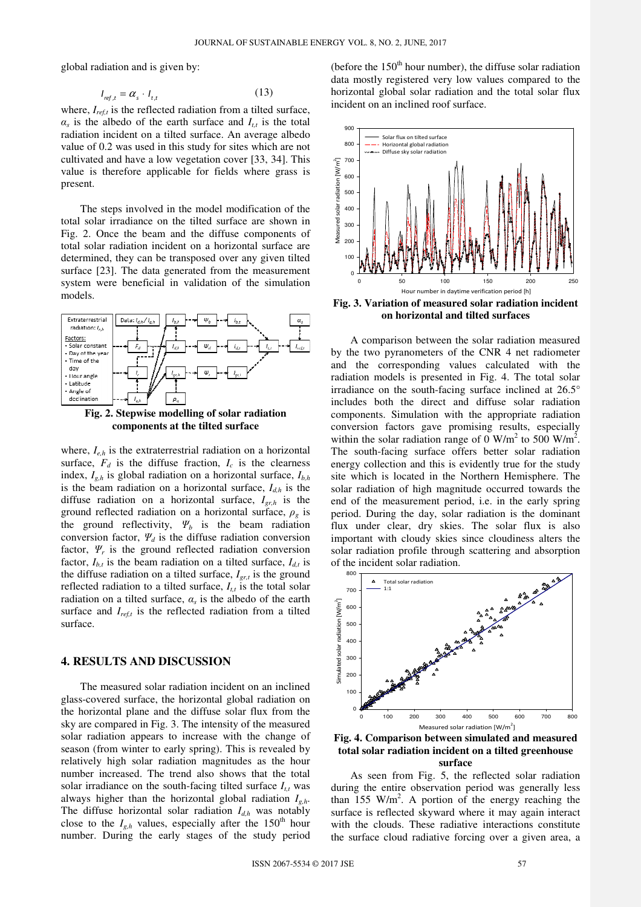global radiation and is given by:

$$I_{ref,t} = \alpha_s \cdot I_{t,t} \qquad (13)$$

where, $I_{ref,t}$ is the reflected radiation from a tilted surface, $\alpha_s$ is the albedo of the earth surface and $I_{t,t}$ is the total radiation incident on a tilted surface. An average albedo value of 0.2 was used in this study for sites which are not cultivated and have a low vegetation cover [33, 34]. This value is therefore applicable for fields where grass is present.

The steps involved in the model modification of the total solar irradiance on the tilted surface are shown in Fig. 2. Once the beam and the diffuse components of total solar radiation incident on a horizontal surface are determined, they can be transposed over any given tilted surface [23]. The data generated from the measurement system were beneficial in validation of the simulation models.

**Fig. 2. Stepwise modelling of solar radiation components at the tilted surface**

where, $I_{e,h}$ is the extraterrestrial radiation on a horizontal surface, $F_d$ is the diffuse fraction, $I_c$ is the clearness index, $I_{g,h}$ is global radiation on a horizontal surface, $I_{b,h}$ is the beam radiation on a horizontal surface, $I_{d,h}$ is the diffuse radiation on a horizontal surface, $I_{gr,h}$ is the ground reflected radiation on a horizontal surface, $\rho_g$ is the ground reflectivity, $\Psi_b$ is the beam radiation conversion factor, $\Psi_d$ is the diffuse radiation conversion factor, $\Psi_r$ is the ground reflected radiation conversion factor, $I_{b,t}$ is the beam radiation on a tilted surface, $I_{d,t}$ is the diffuse radiation on a tilted surface, $I_{gr,t}$ is the ground reflected radiation to a tilted surface, $I_{t,t}$ is the total solar radiation on a tilted surface, $\alpha_s$ is the albedo of the earth surface and $I_{ref,t}$ is the reflected radiation from a tilted surface.

## 4. RESULTS AND DISCUSSION

The measured solar radiation incident on an inclined glass-covered surface, the horizontal global radiation on the horizontal plane and the diffuse solar flux from the sky are compared in Fig. 3. The intensity of the measured solar radiation appears to increase with the change of season (from winter to early spring). This is revealed by relatively high solar radiation magnitudes as the hour number increased. The trend also shows that the total solar irradiance on the south-facing tilted surface $I_{t,t}$ was always higher than the horizontal global radiation $I_{g,h}$. The diffuse horizontal solar radiation $I_{d,h}$ was notably close to the $I_{g,h}$ values, especially after the 150[th] hour number. During the early stages of the study period (before the 150[th] hour number), the diffuse solar radiation data mostly registered very low values compared to the horizontal global solar radiation and the total solar flux incident on an inclined roof surface.

**Fig. 3. Variation of measured solar radiation incident on horizontal and tilted surfaces**

A comparison between the solar radiation measured by the two pyranometers of the CNR 4 net radiometer and the corresponding values calculated with the radiation models is presented in Fig. 4. The total solar irradiance on the south-facing surface inclined at 26.5° includes both the direct and diffuse solar radiation components. Simulation with the appropriate radiation conversion factors gave promising results, especially within the solar radiation range of 0 W/m$^2$ to 500 W/m$^2$. The south-facing surface offers better solar radiation energy collection and this is evidently true for the study site which is located in the Northern Hemisphere. The solar radiation of high magnitude occurred towards the end of the measurement period, i.e. in the early spring period. During the day, solar radiation is the dominant flux under clear, dry skies. The solar flux is also important with cloudy skies since cloudiness alters the solar radiation profile through scattering and absorption of the incident solar radiation.

**Fig. 4. Comparison between simulated and measured total solar radiation incident on a tilted greenhouse surface**

As seen from Fig. 5, the reflected solar radiation during the entire observation period was generally less than 155 W/m$^2$. A portion of the energy reaching the surface is reflected skyward where it may again interact with the clouds. These radiative interactions constitute the surface cloud radiative forcing over a given area, a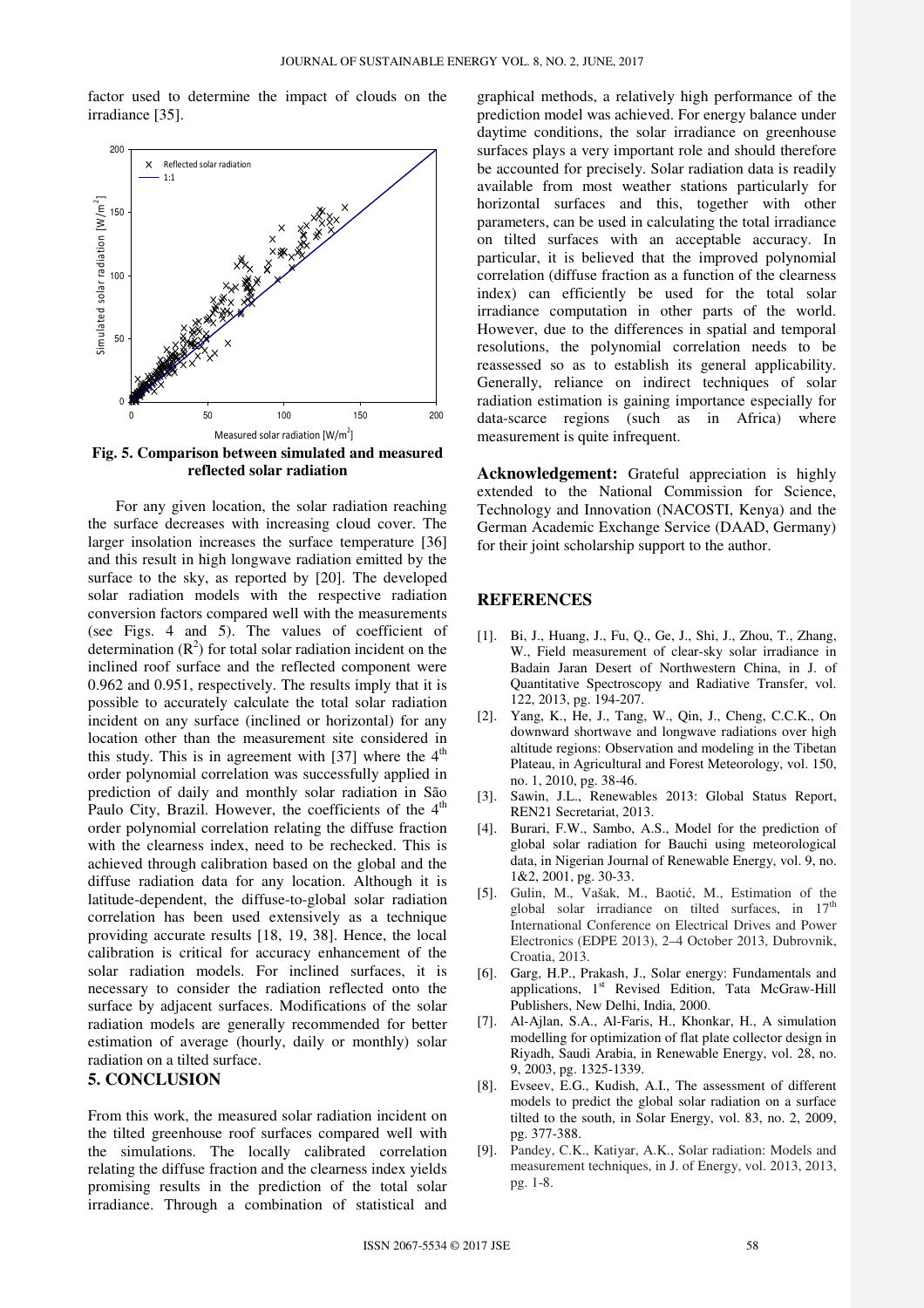factor used to determine the impact of clouds on the irradiance [35].

**Fig. 5. Comparison between simulated and measured reflected solar radiation**

For any given location, the solar radiation reaching the surface decreases with increasing cloud cover. The larger insolation increases the surface temperature [36] and this result in high longwave radiation emitted by the surface to the sky, as reported by [20]. The developed solar radiation models with the respective radiation conversion factors compared well with the measurements (see Figs. 4 and 5). The values of coefficient of determination ($R^2$) for total solar radiation incident on the inclined roof surface and the reflected component were 0.962 and 0.951, respectively. The results imply that it is possible to accurately calculate the total solar radiation incident on any surface (inclined or horizontal) for any location other than the measurement site considered in this study. This is in agreement with [37] where the 4$^{th}$ order polynomial correlation was successfully applied in prediction of daily and monthly solar radiation in São Paulo City, Brazil. However, the coefficients of the 4$^{th}$ order polynomial correlation relating the diffuse fraction with the clearness index, need to be rechecked. This is achieved through calibration based on the global and the diffuse radiation data for any location. Although it is latitude-dependent, the diffuse-to-global solar radiation correlation has been used extensively as a technique providing accurate results [18, 19, 38]. Hence, the local calibration is critical for accuracy enhancement of the solar radiation models. For inclined surfaces, it is necessary to consider the radiation reflected onto the surface by adjacent surfaces. Modifications of the solar radiation models are generally recommended for better estimation of average (hourly, daily or monthly) solar radiation on a tilted surface.

## 5. CONCLUSION

From this work, the measured solar radiation incident on the tilted greenhouse roof surfaces compared well with the simulations. The locally calibrated correlation relating the diffuse fraction and the clearness index yields promising results in the prediction of the total solar irradiance. Through a combination of statistical and graphical methods, a relatively high performance of the prediction model was achieved. For energy balance under daytime conditions, the solar irradiance on greenhouse surfaces plays a very important role and should therefore be accounted for precisely. Solar radiation data is readily available from most weather stations particularly for horizontal surfaces and this, together with other parameters, can be used in calculating the total irradiance on tilted surfaces with an acceptable accuracy. In particular, it is believed that the improved polynomial correlation (diffuse fraction as a function of the clearness index) can efficiently be used for the total solar irradiance computation in other parts of the world. However, due to the differences in spatial and temporal resolutions, the polynomial correlation needs to be reassessed so as to establish its general applicability. Generally, reliance on indirect techniques of solar radiation estimation is gaining importance especially for data-scarce regions (such as in Africa) where measurement is quite infrequent.

**Acknowledgement:** Grateful appreciation is highly extended to the National Commission for Science, Technology and Innovation (NACOSTI, Kenya) and the German Academic Exchange Service (DAAD, Germany) for their joint scholarship support to the author.

## REFERENCES

[1]. Bi, J., Huang, J., Fu, Q., Ge, J., Shi, J., Zhou, T., Zhang, W., Field measurement of clear-sky solar irradiance in Badain Jaran Desert of Northwestern China, in J. of Quantitative Spectroscopy and Radiative Transfer, vol. 122, 2013, pg. 194-207.

[2]. Yang, K., He, J., Tang, W., Qin, J., Cheng, C.C.K., On downward shortwave and longwave radiations over high altitude regions: Observation and modeling in the Tibetan Plateau, in Agricultural and Forest Meteorology, vol. 150, no. 1, 2010, pg. 38-46.

[3]. Sawin, J.L., Renewables 2013: Global Status Report, REN21 Secretariat, 2013.

[4]. Burari, F.W., Sambo, A.S., Model for the prediction of global solar radiation for Bauchi using meteorological data, in Nigerian Journal of Renewable Energy, vol. 9, no. 1&2, 2001, pg. 30-33.

[5]. Gulin, M., Vašak, M., Baotić, M., Estimation of the global solar irradiance on tilted surfaces, in 17$^{th}$ International Conference on Electrical Drives and Power Electronics (EDPE 2013), 2–4 October 2013, Dubrovnik, Croatia, 2013.

[6]. Garg, H.P., Prakash, J., Solar energy: Fundamentals and applications, 1$^{st}$ Revised Edition, Tata McGraw-Hill Publishers, New Delhi, India, 2000.

[7]. Al-Ajlan, S.A., Al-Faris, H., Khonkar, H., A simulation modelling for optimization of flat plate collector design in Riyadh, Saudi Arabia, in Renewable Energy, vol. 28, no. 9, 2003, pg. 1325-1339.

[8]. Evseev, E.G., Kudish, A.I., The assessment of different models to predict the global solar radiation on a surface tilted to the south, in Solar Energy, vol. 83, no. 2, 2009, pg. 377-388.

[9]. Pandey, C.K., Katiyar, A.K., Solar radiation: Models and measurement techniques, in J. of Energy, vol. 2013, 2013, pg. 1-8.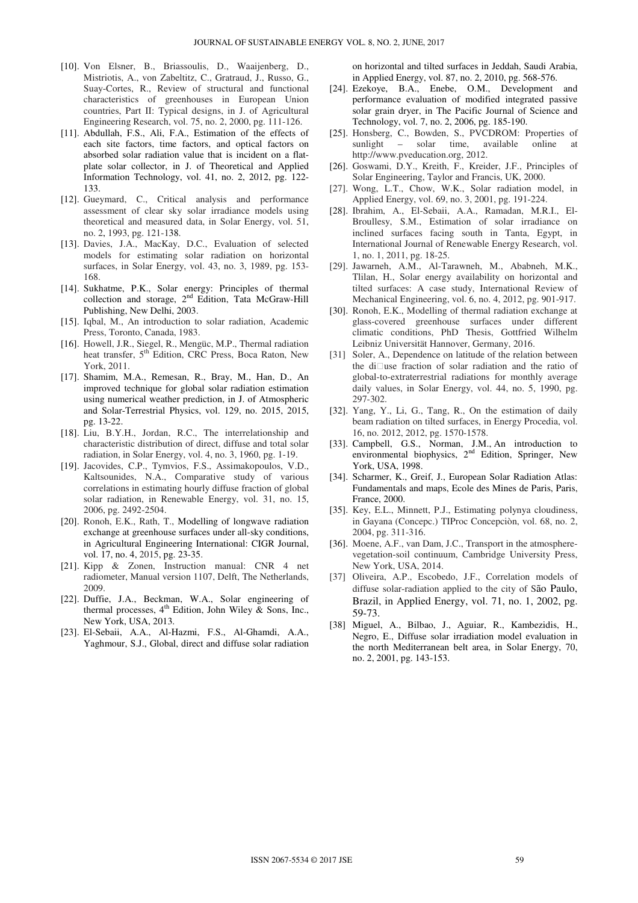[10]. Von Elsner, B., Briassoulis, D., Waaijenberg, D., Mistriotis, A., von Zabeltitz, C., Gratraud, J., Russo, G., Suay-Cortes, R., Review of structural and functional characteristics of greenhouses in European Union countries, Part II: Typical designs, in J. of Agricultural Engineering Research, vol. 75, no. 2, 2000, pg. 111-126.

[11]. Abdullah, F.S., Ali, F.A., Estimation of the effects of each site factors, time factors, and optical factors on absorbed solar radiation value that is incident on a flat-plate solar collector, in J. of Theoretical and Applied Information Technology, vol. 41, no. 2, 2012, pg. 122-133.

[12]. Gueymard, C., Critical analysis and performance assessment of clear sky solar irradiance models using theoretical and measured data, in Solar Energy, vol. 51, no. 2, 1993, pg. 121-138.

[13]. Davies, J.A., MacKay, D.C., Evaluation of selected models for estimating solar radiation on horizontal surfaces, in Solar Energy, vol. 43, no. 3, 1989, pg. 153-168.

[14]. Sukhatme, P.K., Solar energy: Principles of thermal collection and storage, 2nd Edition, Tata McGraw-Hill Publishing, New Delhi, 2003.

[15]. Iqbal, M., An introduction to solar radiation, Academic Press, Toronto, Canada, 1983.

[16]. Howell, J.R., Siegel, R., Mengüc, M.P., Thermal radiation heat transfer, 5th Edition, CRC Press, Boca Raton, New York, 2011.

[17]. Shamim, M.A., Remesan, R., Bray, M., Han, D., An improved technique for global solar radiation estimation using numerical weather prediction, in J. of Atmospheric and Solar-Terrestrial Physics, vol. 129, no. 2015, 2015, pg. 13-22.

[18]. Liu, B.Y.H., Jordan, R.C., The interrelationship and characteristic distribution of direct, diffuse and total solar radiation, in Solar Energy, vol. 4, no. 3, 1960, pg. 1-19.

[19]. Jacovides, C.P., Tymvios, F.S., Assimakopoulos, V.D., Kaltsounides, N.A., Comparative study of various correlations in estimating hourly diffuse fraction of global solar radiation, in Renewable Energy, vol. 31, no. 15, 2006, pg. 2492-2504.

[20]. Ronoh, E.K., Rath, T., Modelling of longwave radiation exchange at greenhouse surfaces under all-sky conditions, in Agricultural Engineering International: CIGR Journal, vol. 17, no. 4, 2015, pg. 23-35.

[21]. Kipp & Zonen, Instruction manual: CNR 4 net radiometer, Manual version 1107, Delft, The Netherlands, 2009.

[22]. Duffie, J.A., Beckman, W.A., Solar engineering of thermal processes, 4th Edition, John Wiley & Sons, Inc., New York, USA, 2013.

[23]. El-Sebaii, A.A., Al-Hazmi, F.S., Al-Ghamdi, A.A., Yaghmour, S.J., Global, direct and diffuse solar radiation on horizontal and tilted surfaces in Jeddah, Saudi Arabia, in Applied Energy, vol. 87, no. 2, 2010, pg. 568-576.

[24]. Ezekoye, B.A., Enebe, O.M., Development and performance evaluation of modified integrated passive solar grain dryer, in The Pacific Journal of Science and Technology, vol. 7, no. 2, 2006, pg. 185-190.

[25]. Honsberg, C., Bowden, S., PVCDROM: Properties of sunlight – solar time, available online at http://www.pveducation.org, 2012.

[26]. Goswami, D.Y., Kreith, F., Kreider, J.F., Principles of Solar Engineering, Taylor and Francis, UK, 2000.

[27]. Wong, L.T., Chow, W.K., Solar radiation model, in Applied Energy, vol. 69, no. 3, 2001, pg. 191-224.

[28]. Ibrahim, A., El-Sebaii, A.A., Ramadan, M.R.I., El-Broullesy, S.M., Estimation of solar irradiance on inclined surfaces facing south in Tanta, Egypt, in International Journal of Renewable Energy Research, vol. 1, no. 1, 2011, pg. 18-25.

[29]. Jawarneh, A.M., Al-Tarawneh, M., Ababneh, M.K., Tlilan, H., Solar energy availability on horizontal and tilted surfaces: A case study, International Review of Mechanical Engineering, vol. 6, no. 4, 2012, pg. 901-917.

[30]. Ronoh, E.K., Modelling of thermal radiation exchange at glass-covered greenhouse surfaces under different climatic conditions, PhD Thesis, Gottfried Wilhelm Leibniz Universität Hannover, Germany, 2016.

[31] Soler, A., Dependence on latitude of the relation between the di□use fraction of solar radiation and the ratio of global-to-extraterrestrial radiations for monthly average daily values, in Solar Energy, vol. 44, no. 5, 1990, pg. 297-302.

[32]. Yang, Y., Li, G., Tang, R., On the estimation of daily beam radiation on tilted surfaces, in Energy Procedia, vol. 16, no. 2012, 2012, pg. 1570-1578.

[33]. Campbell, G.S., Norman, J.M., An introduction to environmental biophysics, 2nd Edition, Springer, New York, USA, 1998.

[34]. Scharmer, K., Greif, J., European Solar Radiation Atlas: Fundamentals and maps, Ecole des Mines de Paris, Paris, France, 2000.

[35]. Key, E.L., Minnett, P.J., Estimating polynya cloudiness, in Gayana (Concepc.) TIProc Concepciòn, vol. 68, no. 2, 2004, pg. 311-316.

[36]. Moene, A.F., van Dam, J.C., Transport in the atmosphere-vegetation-soil continuum, Cambridge University Press, New York, USA, 2014.

[37] Oliveira, A.P., Escobedo, J.F., Correlation models of diffuse solar-radiation applied to the city of São Paulo, Brazil, in Applied Energy, vol. 71, no. 1, 2002, pg. 59-73.

[38] Miguel, A., Bilbao, J., Aguiar, R., Kambezidis, H., Negro, E., Diffuse solar irradiation model evaluation in the north Mediterranean belt area, in Solar Energy, 70, no. 2, 2001, pg. 143-153.